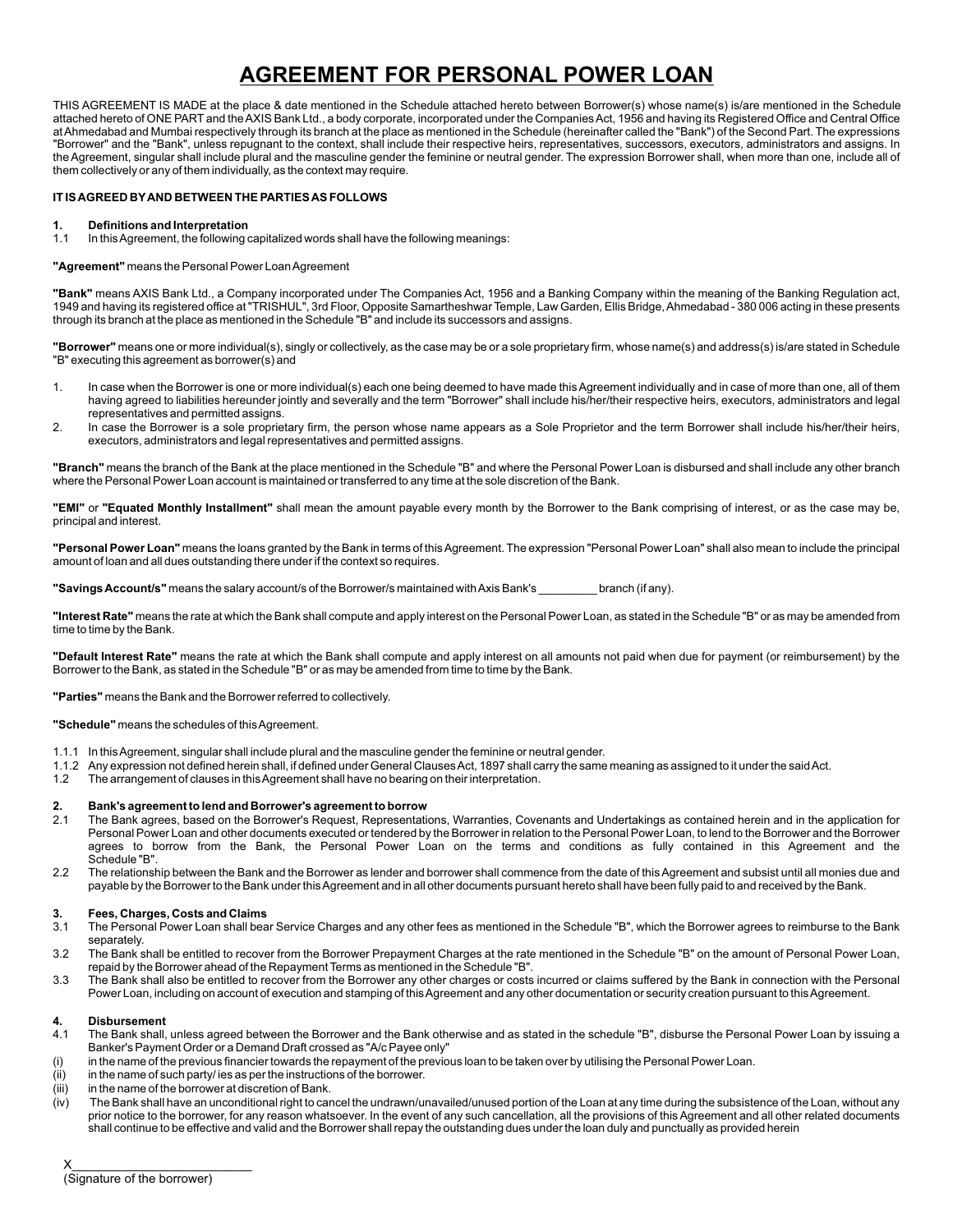# AGREEMENT FOR PERSONAL POWER LOAN

THIS AGREEMENT IS MADE at the place & date mentioned in the Schedule attached hereto between Borrower(s) whose name(s) is/are mentioned in the Schedule attached hereto of ONE PART and the AXIS Bank Ltd., a body corporate, incorporated under the Companies Act, 1956 and having its Registered Office and Central Office at Ahmedabad and Mumbai respectively through its branch at the place as mentioned in the Schedule (hereinafter called the "Bank") of the Second Part. The expressions "Borrower" and the "Bank", unless repugnant to the context, shall include their respective heirs, representatives, successors, executors, administrators and assigns. In the Agreement, singular shall include plural and the masculine gender the feminine or neutral gender. The expression Borrower shall, when more than one, include all of them collectively or any of them individually, as the context may require.

**IT IS AGREED BY AND BETWEEN THE PARTIES AS FOLLOWS**

**1. Definitions and Interpretation**

1.1 In this Agreement, the following capitalized words shall have the following meanings:

**"Agreement"** means the Personal Power Loan Agreement

**"Bank"** means AXIS Bank Ltd., a Company incorporated under The Companies Act, 1956 and a Banking Company within the meaning of the Banking Regulation act, 1949 and having its registered office at "TRISHUL", 3rd Floor, Opposite Samartheshwar Temple, Law Garden, Ellis Bridge, Ahmedabad - 380 006 acting in these presents through its branch at the place as mentioned in the Schedule "B" and include its successors and assigns.

**"Borrower"** means one or more individual(s), singly or collectively, as the case may be or a sole proprietary firm, whose name(s) and address(s) is/are stated in Schedule "B" executing this agreement as borrower(s) and

1. In case when the Borrower is one or more individual(s) each one being deemed to have made this Agreement individually and in case of more than one, all of them having agreed to liabilities hereunder jointly and severally and the term "Borrower" shall include his/her/their respective heirs, executors, administrators and legal representatives and permitted assigns.
2. In case the Borrower is a sole proprietary firm, the person whose name appears as a Sole Proprietor and the term Borrower shall include his/her/their heirs, executors, administrators and legal representatives and permitted assigns.

**"Branch"** means the branch of the Bank at the place mentioned in the Schedule "B" and where the Personal Power Loan is disbursed and shall include any other branch where the Personal Power Loan account is maintained or transferred to any time at the sole discretion of the Bank.

**"EMI"** or **"Equated Monthly Installment"** shall mean the amount payable every month by the Borrower to the Bank comprising of interest, or as the case may be, principal and interest.

**"Personal Power Loan"** means the loans granted by the Bank in terms of this Agreement. The expression "Personal Power Loan" shall also mean to include the principal amount of loan and all dues outstanding there under if the context so requires.

**"Savings Account/s"** means the salary account/s of the Borrower/s maintained with Axis Bank's _________ branch (if any).

**"Interest Rate"** means the rate at which the Bank shall compute and apply interest on the Personal Power Loan, as stated in the Schedule "B" or as may be amended from time to time by the Bank.

**"Default Interest Rate"** means the rate at which the Bank shall compute and apply interest on all amounts not paid when due for payment (or reimbursement) by the Borrower to the Bank, as stated in the Schedule "B" or as may be amended from time to time by the Bank.

**"Parties"** means the Bank and the Borrower referred to collectively.

**"Schedule"** means the schedules of this Agreement.

1.1.1 In this Agreement, singular shall include plural and the masculine gender the feminine or neutral gender.

1.1.2 Any expression not defined herein shall, if defined under General Clauses Act, 1897 shall carry the same meaning as assigned to it under the said Act.

1.2 The arrangement of clauses in this Agreement shall have no bearing on their interpretation.

**2. Bank's agreement to lend and Borrower's agreement to borrow**

2.1 The Bank agrees, based on the Borrower's Request, Representations, Warranties, Covenants and Undertakings as contained herein and in the application for Personal Power Loan and other documents executed or tendered by the Borrower in relation to the Personal Power Loan, to lend to the Borrower and the Borrower agrees to borrow from the Bank, the Personal Power Loan on the terms and conditions as fully contained in this Agreement and the Schedule "B".

2.2 The relationship between the Bank and the Borrower as lender and borrower shall commence from the date of this Agreement and subsist until all monies due and payable by the Borrower to the Bank under this Agreement and in all other documents pursuant hereto shall have been fully paid to and received by the Bank.

**3. Fees, Charges, Costs and Claims**

3.1 The Personal Power Loan shall bear Service Charges and any other fees as mentioned in the Schedule "B", which the Borrower agrees to reimburse to the Bank separately.

3.2 The Bank shall be entitled to recover from the Borrower Prepayment Charges at the rate mentioned in the Schedule "B" on the amount of Personal Power Loan, repaid by the Borrower ahead of the Repayment Terms as mentioned in the Schedule "B".

3.3 The Bank shall also be entitled to recover from the Borrower any other charges or costs incurred or claims suffered by the Bank in connection with the Personal Power Loan, including on account of execution and stamping of this Agreement and any other documentation or security creation pursuant to this Agreement.

**4. Disbursement**

4.1 The Bank shall, unless agreed between the Borrower and the Bank otherwise and as stated in the schedule "B", disburse the Personal Power Loan by issuing a Banker's Payment Order or a Demand Draft crossed as "A/c Payee only"

(i) in the name of the previous financier towards the repayment of the previous loan to be taken over by utilising the Personal Power Loan.

(ii) in the name of such party/ ies as per the instructions of the borrower.

(iii) in the name of the borrower at discretion of Bank.

(iv) The Bank shall have an unconditional right to cancel the undrawn/unavailed/unused portion of the Loan at any time during the subsistence of the Loan, without any prior notice to the borrower, for any reason whatsoever. In the event of any such cancellation, all the provisions of this Agreement and all other related documents shall continue to be effective and valid and the Borrower shall repay the outstanding dues under the loan duly and punctually as provided herein

X_________________________
(Signature of the borrower)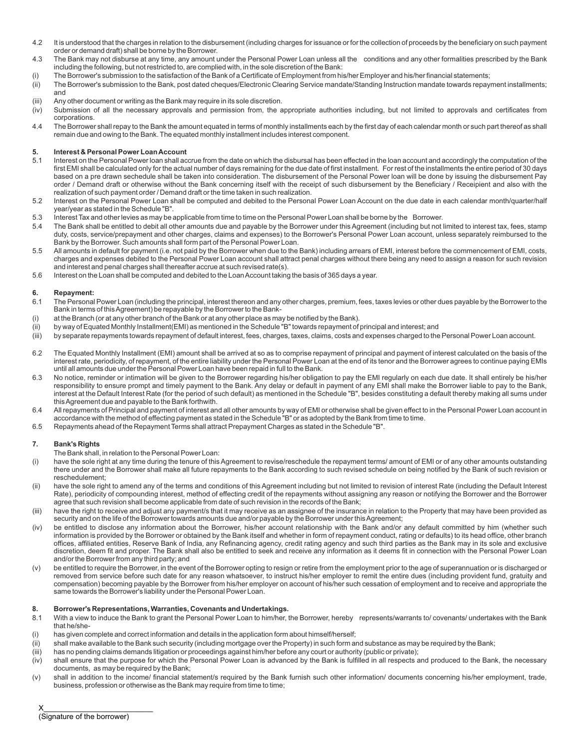4.2 It is understood that the charges in relation to the disbursement (including charges for issuance or for the collection of proceeds by the beneficiary on such payment order or demand draft) shall be borne by the Borrower.

4.3 The Bank may not disburse at any time, any amount under the Personal Power Loan unless all the conditions and any other formalities prescribed by the Bank including the following, but not restricted to, are complied with, in the sole discretion of the Bank:

(i) The Borrower's submission to the satisfaction of the Bank of a Certificate of Employment from his/her Employer and his/her financial statements;

(ii) The Borrower's submission to the Bank, post dated cheques/Electronic Clearing Service mandate/Standing Instruction mandate towards repayment installments; and

(iii) Any other document or writing as the Bank may require in its sole discretion.

(iv) Submission of all the necessary approvals and permission from, the appropriate authorities including, but not limited to approvals and certificates from corporations.

4.4 The Borrower shall repay to the Bank the amount equated in terms of monthly installments each by the first day of each calendar month or such part thereof as shall remain due and owing to the Bank. The equated monthly installment includes interest component.

**5. Interest & Personal Power Loan Account**

5.1 Interest on the Personal Power loan shall accrue from the date on which the disbursal has been effected in the loan account and accordingly the computation of the first EMI shall be calculated only for the actual number of days remaining for the due date of first installment. For rest of the installments the entire period of 30 days based on a pre drawn sechedule shall be taken into consideration. The disbursement of the Personal Power loan will be done by issuing the disbursement Pay order / Demand draft or otherwise without the Bank concerning itself with the receipt of such disbursement by the Beneficiary / Receipient and also with the realization of such payment order / Demand draft or the time taken in such realization.

5.2 Interest on the Personal Power Loan shall be computed and debited to the Personal Power Loan Account on the due date in each calendar month/quarter/half year/year as stated in the Schedule "B".

5.3 Interest Tax and other levies as may be applicable from time to time on the Personal Power Loan shall be borne by the Borrower.

5.4 The Bank shall be entitled to debit all other amounts due and payable by the Borrower under this Agreement (including but not limited to interest tax, fees, stamp duty, costs, service/prepayment and other charges, claims and expenses) to the Borrower's Personal Power Loan account, unless separately reimbursed to the Bank by the Borrower. Such amounts shall form part of the Personal Power Loan.

5.5 All amounts in default for payment (i.e. not paid by the Borrower when due to the Bank) including arrears of EMI, interest before the commencement of EMI, costs, charges and expenses debited to the Personal Power Loan account shall attract penal charges without there being any need to assign a reason for such revision and interest and penal charges shall thereafter accrue at such revised rate(s).

5.6 Interest on the Loan shall be computed and debited to the Loan Account taking the basis of 365 days a year.

**6. Repayment:**

6.1 The Personal Power Loan (including the principal, interest thereon and any other charges, premium, fees, taxes levies or other dues payable by the Borrower to the Bank in terms of this Agreement) be repayable by the Borrower to the Bank-

(i) at the Branch (or at any other branch of the Bank or at any other place as may be notified by the Bank).

(ii) by way of Equated Monthly Installment(EMI) as mentioned in the Schedule "B" towards repayment of principal and interest; and

(iii) by separate repayments towards repayment of default interest, fees, charges, taxes, claims, costs and expenses charged to the Personal Power Loan account.

6.2 The Equated Monthly Installment (EMI) amount shall be arrived at so as to comprise repayment of principal and payment of interest calculated on the basis of the interest rate, periodicity, of repayment, of the entire liability under the Personal Power Loan at the end of its tenor and the Borrower agrees to continue paying EMIs until all amounts due under the Personal Power Loan have been repaid in full to the Bank.

6.3 No notice, reminder or intimation will be given to the Borrower regarding his/her obligation to pay the EMI regularly on each due date. It shall entirely be his/her responsibility to ensure prompt and timely payment to the Bank. Any delay or default in payment of any EMI shall make the Borrower liable to pay to the Bank, interest at the Default Interest Rate (for the period of such default) as mentioned in the Schedule "B", besides constituting a default thereby making all sums under this Agreement due and payable to the Bank forthwith.

6.4 All repayments of Principal and payment of interest and all other amounts by way of EMI or otherwise shall be given effect to in the Personal Power Loan account in accordance with the method of effecting payment as stated in the Schedule "B" or as adopted by the Bank from time to time.

6.5 Repayments ahead of the Repayment Terms shall attract Prepayment Charges as stated in the Schedule "B".

**7. Bank's Rights**

The Bank shall, in relation to the Personal Power Loan:

(i) have the sole right at any time during the tenure of this Agreement to revise/reschedule the repayment terms/ amount of EMI or of any other amounts outstanding there under and the Borrower shall make all future repayments to the Bank according to such revised schedule on being notified by the Bank of such revision or reschedulement;

(ii) have the sole right to amend any of the terms and conditions of this Agreement including but not limited to revision of interest Rate (including the Default Interest Rate), periodicity of compounding interest, method of effecting credit of the repayments without assigning any reason or notifying the Borrower and the Borrower agree that such revision shall become applicable from date of such revision in the records of the Bank;

(iii) have the right to receive and adjust any payment/s that it may receive as an assignee of the insurance in relation to the Property that may have been provided as security and on the life of the Borrower towards amounts due and/or payable by the Borrower under this Agreement;

(iv) be entitled to disclose any information about the Borrower, his/her account relationship with the Bank and/or any default committed by him (whether such information is provided by the Borrower or obtained by the Bank itself and whether in form of repayment conduct, rating or defaults) to its head office, other branch offices, affiliated entities, Reserve Bank of India, any Refinancing agency, credit rating agency and such third parties as the Bank may in its sole and exclusive discretion, deem fit and proper. The Bank shall also be entitled to seek and receive any information as it deems fit in connection with the Personal Power Loan and/or the Borrower from any third party; and

(v) be entitled to require the Borrower, in the event of the Borrower opting to resign or retire from the employment prior to the age of superannuation or is discharged or removed from service before such date for any reason whatsoever, to instruct his/her employer to remit the entire dues (including provident fund, gratuity and compensation) becoming payable by the Borrower from his/her employer on account of his/her such cessation of employment and to receive and appropriate the same towards the Borrower's liability under the Personal Power Loan.

**8. Borrower's Representations, Warranties, Covenants and Undertakings.**

8.1 With a view to induce the Bank to grant the Personal Power Loan to him/her, the Borrower, hereby represents/warrants to/ covenants/ undertakes with the Bank that he/she-

(i) has given complete and correct information and details in the application form about himself/herself;

(ii) shall make available to the Bank such security (including mortgage over the Property) in such form and substance as may be required by the Bank;

(iii) has no pending claims demands litigation or proceedings against him/her before any court or authority (public or private);

(iv) shall ensure that the purpose for which the Personal Power Loan is advanced by the Bank is fulfilled in all respects and produced to the Bank, the necessary documents, as may be required by the Bank;

(v) shall in addition to the income/ financial statement/s required by the Bank furnish such other information/ documents concerning his/her employment, trade, business, profession or otherwise as the Bank may require from time to time;

X_________________________
(Signature of the borrower)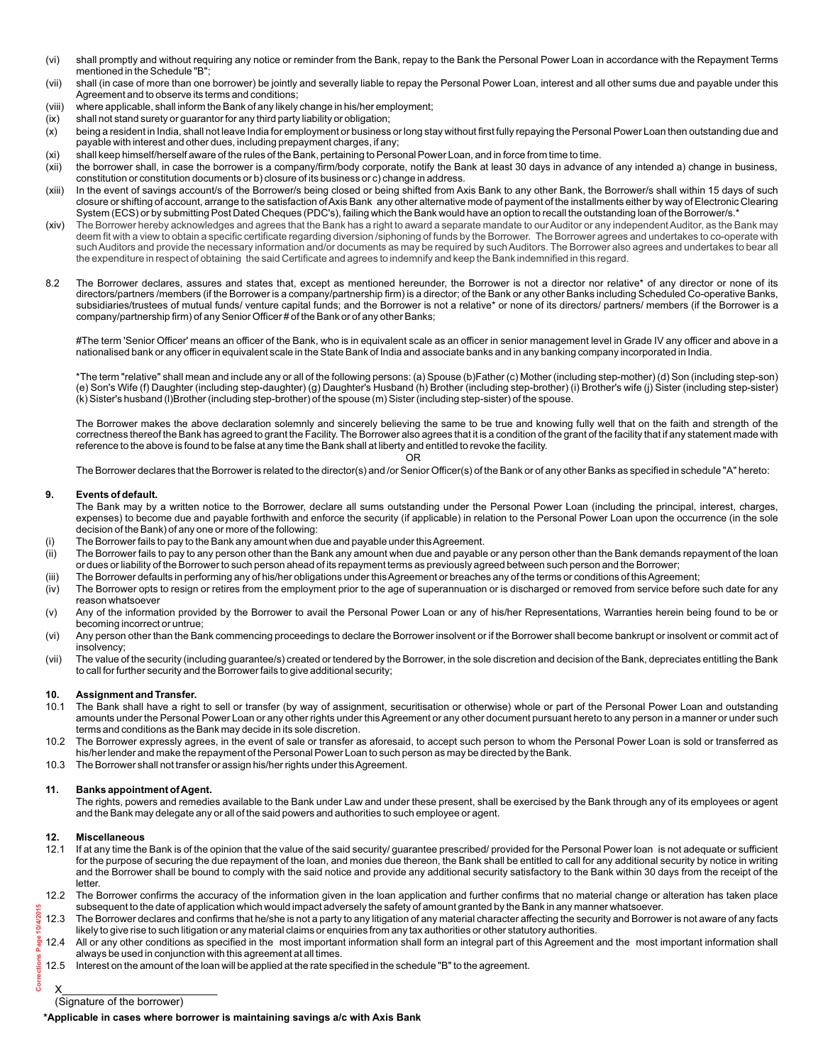(vi) shall promptly and without requiring any notice or reminder from the Bank, repay to the Bank the Personal Power Loan in accordance with the Repayment Terms mentioned in the Schedule "B";

(vii) shall (in case of more than one borrower) be jointly and severally liable to repay the Personal Power Loan, interest and all other sums due and payable under this Agreement and to observe its terms and conditions;

(viii) where applicable, shall inform the Bank of any likely change in his/her employment;

(ix) shall not stand surety or guarantor for any third party liability or obligation;

(x) being a resident in India, shall not leave India for employment or business or long stay without first fully repaying the Personal Power Loan then outstanding due and payable with interest and other dues, including prepayment charges, if any;

(xi) shall keep himself/herself aware of the rules of the Bank, pertaining to Personal Power Loan, and in force from time to time.

(xii) the borrower shall, in case the borrower is a company/firm/body corporate, notify the Bank at least 30 days in advance of any intended a) change in business, constitution or constitution documents or b) closure of its business or c) change in address.

(xiii) In the event of savings account/s of the Borrower/s being closed or being shifted from Axis Bank to any other Bank, the Borrower/s shall within 15 days of such closure or shifting of account, arrange to the satisfaction of Axis Bank any other alternative mode of payment of the installments either by way of Electronic Clearing System (ECS) or by submitting Post Dated Cheques (PDC's), failing which the Bank would have an option to recall the outstanding loan of the Borrower/s.*

(xiv) The Borrower hereby acknowledges and agrees that the Bank has a right to award a separate mandate to our Auditor or any independent Auditor, as the Bank may deem fit with a view to obtain a specific certificate regarding diversion /siphoning of funds by the Borrower. The Borrower agrees and undertakes to co-operate with such Auditors and provide the necessary information and/or documents as may be required by such Auditors. The Borrower also agrees and undertakes to bear all the expenditure in respect of obtaining the said Certificate and agrees to indemnify and keep the Bank indemnified in this regard.

8.2 The Borrower declares, assures and states that, except as mentioned hereunder, the Borrower is not a director nor relative* of any director or none of its directors/partners /members (if the Borrower is a company/partnership firm) is a director; of the Bank or any other Banks including Scheduled Co-operative Banks, subsidiaries/trustees of mutual funds/ venture capital funds; and the Borrower is not a relative* or none of its directors/ partners/ members (if the Borrower is a company/partnership firm) of any Senior Officer # of the Bank or of any other Banks;

#The term 'Senior Officer' means an officer of the Bank, who is in equivalent scale as an officer in senior management level in Grade IV any officer and above in a nationalised bank or any officer in equivalent scale in the State Bank of India and associate banks and in any banking company incorporated in India.

*The term "relative" shall mean and include any or all of the following persons: (a) Spouse (b)Father (c) Mother (including step-mother) (d) Son (including step-son) (e) Son's Wife (f) Daughter (including step-daughter) (g) Daughter's Husband (h) Brother (including step-brother) (i) Brother's wife (j) Sister (including step-sister) (k) Sister's husband (l)Brother (including step-brother) of the spouse (m) Sister (including step-sister) of the spouse.

The Borrower makes the above declaration solemnly and sincerely believing the same to be true and knowing fully well that on the faith and strength of the correctness thereof the Bank has agreed to grant the Facility. The Borrower also agrees that it is a condition of the grant of the facility that if any statement made with reference to the above is found to be false at any time the Bank shall at liberty and entitled to revoke the facility.

OR

The Borrower declares that the Borrower is related to the director(s) and /or Senior Officer(s) of the Bank or of any other Banks as specified in schedule "A" hereto:

## 9. Events of default.

The Bank may by a written notice to the Borrower, declare all sums outstanding under the Personal Power Loan (including the principal, interest, charges, expenses) to become due and payable forthwith and enforce the security (if applicable) in relation to the Personal Power Loan upon the occurrence (in the sole decision of the Bank) of any one or more of the following:

(i) The Borrower fails to pay to the Bank any amount when due and payable under this Agreement.

(ii) The Borrower fails to pay to any person other than the Bank any amount when due and payable or any person other than the Bank demands repayment of the loan or dues or liability of the Borrower to such person ahead of its repayment terms as previously agreed between such person and the Borrower;

(iii) The Borrower defaults in performing any of his/her obligations under this Agreement or breaches any of the terms or conditions of this Agreement;

(iv) The Borrower opts to resign or retires from the employment prior to the age of superannuation or is discharged or removed from service before such date for any reason whatsoever

(v) Any of the information provided by the Borrower to avail the Personal Power Loan or any of his/her Representations, Warranties herein being found to be or becoming incorrect or untrue;

(vi) Any person other than the Bank commencing proceedings to declare the Borrower insolvent or if the Borrower shall become bankrupt or insolvent or commit act of insolvency;

(vii) The value of the security (including guarantee/s) created or tendered by the Borrower, in the sole discretion and decision of the Bank, depreciates entitling the Bank to call for further security and the Borrower fails to give additional security;

## 10. Assignment and Transfer.

10.1 The Bank shall have a right to sell or transfer (by way of assignment, securitisation or otherwise) whole or part of the Personal Power Loan and outstanding amounts under the Personal Power Loan or any other rights under this Agreement or any other document pursuant hereto to any person in a manner or under such terms and conditions as the Bank may decide in its sole discretion.

10.2 The Borrower expressly agrees, in the event of sale or transfer as aforesaid, to accept such person to whom the Personal Power Loan is sold or transferred as his/her lender and make the repayment of the Personal Power Loan to such person as may be directed by the Bank.

10.3 The Borrower shall not transfer or assign his/her rights under this Agreement.

## 11. Banks appointment of Agent.

The rights, powers and remedies available to the Bank under Law and under these present, shall be exercised by the Bank through any of its employees or agent and the Bank may delegate any or all of the said powers and authorities to such employee or agent.

## 12. Miscellaneous

12.1 If at any time the Bank is of the opinion that the value of the said security/ guarantee prescribed/ provided for the Personal Power loan is not adequate or sufficient for the purpose of securing the due repayment of the loan, and monies due thereon, the Bank shall be entitled to call for any additional security by notice in writing and the Borrower shall be bound to comply with the said notice and provide any additional security satisfactory to the Bank within 30 days from the receipt of the letter.

12.2 The Borrower confirms the accuracy of the information given in the loan application and further confirms that no material change or alteration has taken place subsequent to the date of application which would impact adversely the safety of amount granted by the Bank in any manner whatsoever.

12.3 The Borrower declares and confirms that he/she is not a party to any litigation of any material character affecting the security and Borrower is not aware of any facts likely to give rise to such litigation or any material claims or enquiries from any tax authorities or other statutory authorities.

12.4 All or any other conditions as specified in the most important information shall form an integral part of this Agreement and the most important information shall always be used in conjunction with this agreement at all times.

12.5 Interest on the amount of the loan will be applied at the rate specified in the schedule "B" to the agreement.

X_________________________

(Signature of the borrower)

**\*Applicable in cases where borrower is maintaining savings a/c with Axis Bank**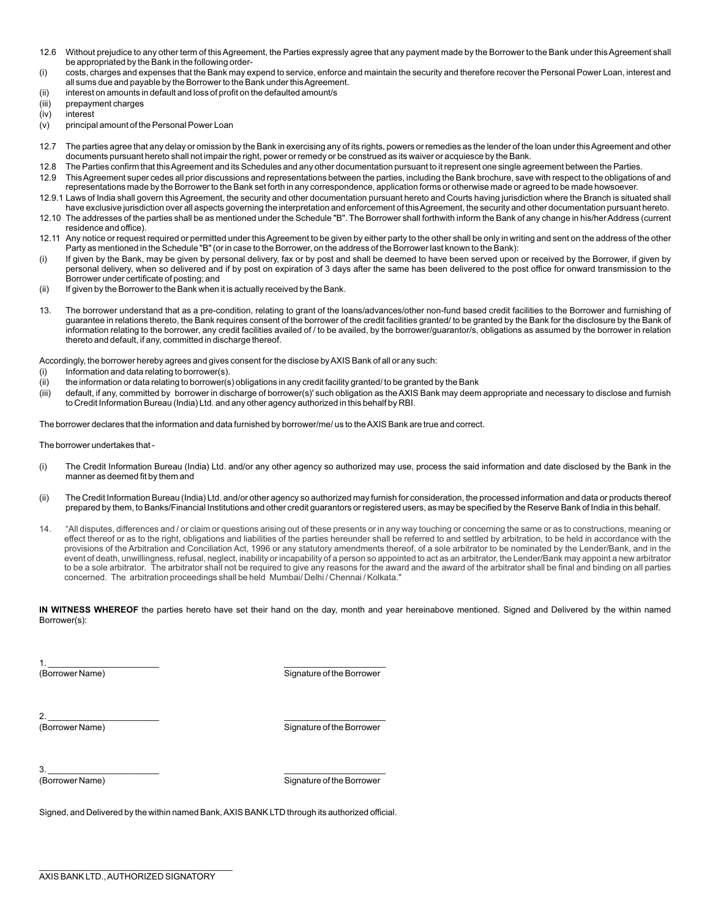12.6 Without prejudice to any other term of this Agreement, the Parties expressly agree that any payment made by the Borrower to the Bank under this Agreement shall be appropriated by the Bank in the following order-

(i) costs, charges and expenses that the Bank may expend to service, enforce and maintain the security and therefore recover the Personal Power Loan, interest and all sums due and payable by the Borrower to the Bank under this Agreement.

(ii) interest on amounts in default and loss of profit on the defaulted amount/s

(iii) prepayment charges

(iv) interest

(v) principal amount of the Personal Power Loan

12.7 The parties agree that any delay or omission by the Bank in exercising any of its rights, powers or remedies as the lender of the loan under this Agreement and other documents pursuant hereto shall not impair the right, power or remedy or be construed as its waiver or acquiesce by the Bank.

12.8 The Parties confirm that this Agreement and its Schedules and any other documentation pursuant to it represent one single agreement between the Parties.

12.9 This Agreement super cedes all prior discussions and representations between the parties, including the Bank brochure, save with respect to the obligations of and representations made by the Borrower to the Bank set forth in any correspondence, application forms or otherwise made or agreed to be made howsoever.

12.9.1 Laws of India shall govern this Agreement, the security and other documentation pursuant hereto and Courts having jurisdiction where the Branch is situated shall have exclusive jurisdiction over all aspects governing the interpretation and enforcement of this Agreement, the security and other documentation pursuant hereto.

12.10 The addresses of the parties shall be as mentioned under the Schedule "B". The Borrower shall forthwith inform the Bank of any change in his/her Address (current residence and office).

12.11 Any notice or request required or permitted under this Agreement to be given by either party to the other shall be only in writing and sent on the address of the other Party as mentioned in the Schedule "B" (or in case to the Borrower, on the address of the Borrower last known to the Bank):

(i) If given by the Bank, may be given by personal delivery, fax or by post and shall be deemed to have been served upon or received by the Borrower, if given by personal delivery, when so delivered and if by post on expiration of 3 days after the same has been delivered to the post office for onward transmission to the Borrower under certificate of posting; and

(ii) If given by the Borrower to the Bank when it is actually received by the Bank.

13. The borrower understand that as a pre-condition, relating to grant of the loans/advances/other non-fund based credit facilities to the Borrower and furnishing of guarantee in relations thereto, the Bank requires consent of the borrower of the credit facilities granted/ to be granted by the Bank for the disclosure by the Bank of information relating to the borrower, any credit facilities availed of / to be availed, by the borrower/guarantor/s, obligations as assumed by the borrower in relation thereto and default, if any, committed in discharge thereof.

Accordingly, the borrower hereby agrees and gives consent for the disclose by AXIS Bank of all or any such:

(i) Information and data relating to borrower(s).

(ii) the information or data relating to borrower(s) obligations in any credit facility granted/ to be granted by the Bank

(iii) default, if any, committed by borrower in discharge of borrower(s)' such obligation as the AXIS Bank may deem appropriate and necessary to disclose and furnish to Credit Information Bureau (India) Ltd. and any other agency authorized in this behalf by RBI.

The borrower declares that the information and data furnished by borrower/me/ us to the AXIS Bank are true and correct.

The borrower undertakes that -

(i) The Credit Information Bureau (India) Ltd. and/or any other agency so authorized may use, process the said information and date disclosed by the Bank in the manner as deemed fit by them and

(ii) The Credit Information Bureau (India) Ltd. and/or other agency so authorized may furnish for consideration, the processed information and data or products thereof prepared by them, to Banks/Financial Institutions and other credit guarantors or registered users, as may be specified by the Reserve Bank of India in this behalf.

14. "All disputes, differences and / or claim or questions arising out of these presents or in any way touching or concerning the same or as to constructions, meaning or effect thereof or as to the right, obligations and liabilities of the parties hereunder shall be referred to and settled by arbitration, to be held in accordance with the provisions of the Arbitration and Conciliation Act, 1996 or any statutory amendments thereof, of a sole arbitrator to be nominated by the Lender/Bank, and in the event of death, unwillingness, refusal, neglect, inability or incapability of a person so appointed to act as an arbitrator, the Lender/Bank may appoint a new arbitrator to be a sole arbitrator. The arbitrator shall not be required to give any reasons for the award and the award of the arbitrator shall be final and binding on all parties concerned. The arbitration proceedings shall be held Mumbai/ Delhi / Chennai / Kolkata."

**IN WITNESS WHEREOF** the parties hereto have set their hand on the day, month and year hereinabove mentioned. Signed and Delivered by the within named Borrower(s):

1. ______________________ ______________________
(Borrower Name) Signature of the Borrower

2. ______________________ ______________________
(Borrower Name) Signature of the Borrower

3. ______________________ ______________________
(Borrower Name) Signature of the Borrower

Signed, and Delivered by the within named Bank, AXIS BANK LTD through its authorized official.

______________________________

AXIS BANK LTD., AUTHORIZED SIGNATORY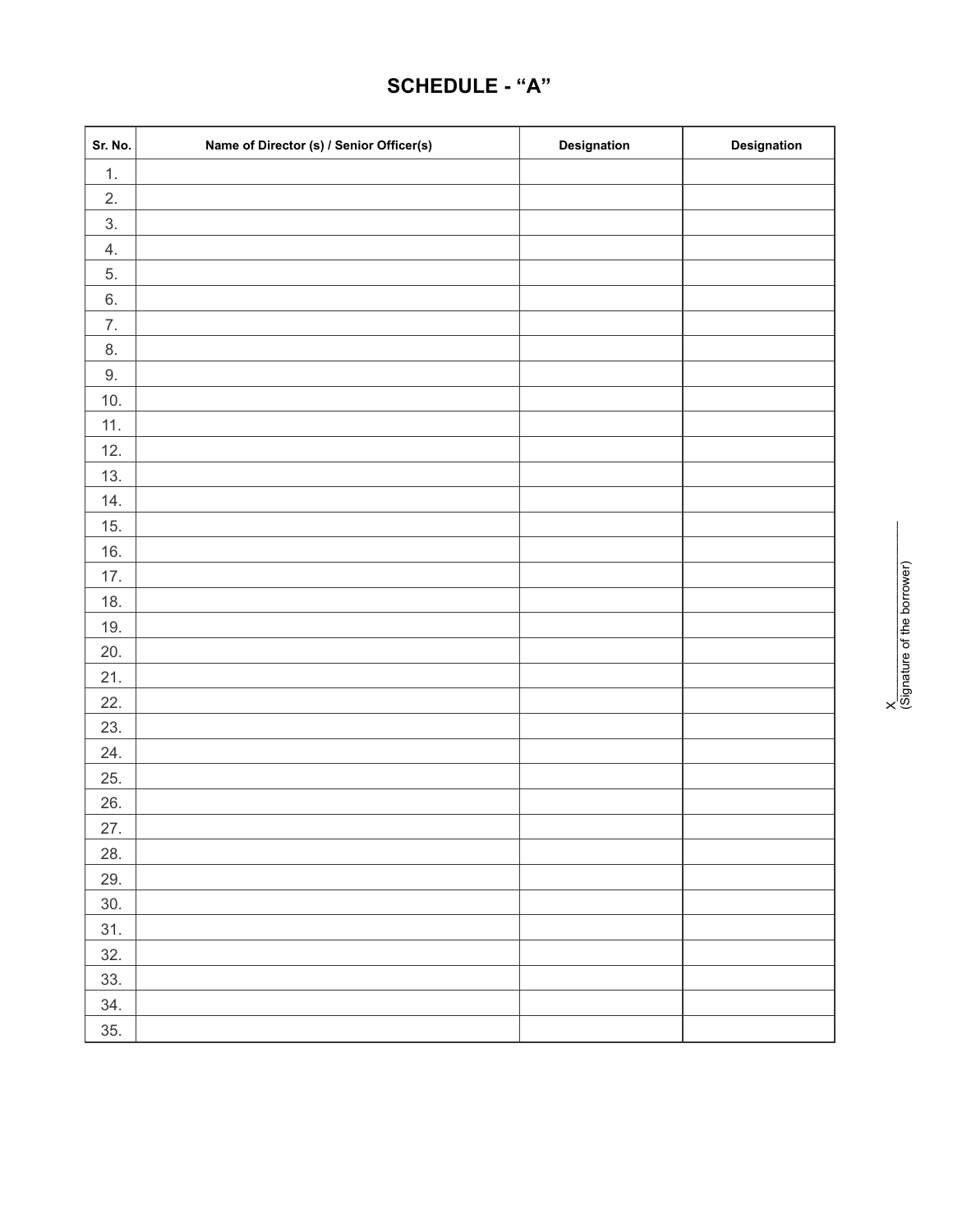# SCHEDULE - "A"

| Sr. No. | Name of Director (s) / Senior Officer(s) | Designation | Designation |
|---|---|---|---|
| 1. | | | |
| 2. | | | |
| 3. | | | |
| 4. | | | |
| 5. | | | |
| 6. | | | |
| 7. | | | |
| 8. | | | |
| 9. | | | |
| 10. | | | |
| 11. | | | |
| 12. | | | |
| 13. | | | |
| 14. | | | |
| 15. | | | |
| 16. | | | |
| 17. | | | |
| 18. | | | |
| 19. | | | |
| 20. | | | |
| 21. | | | |
| 22. | | | |
| 23. | | | |
| 24. | | | |
| 25. | | | |
| 26. | | | |
| 27. | | | |
| 28. | | | |
| 29. | | | |
| 30. | | | |
| 31. | | | |
| 32. | | | |
| 33. | | | |
| 34. | | | |
| 35. | | | |

X\_\_\_\_\_\_\_\_\_\_\_\_\_\_\_\_\_\_\_\_
(Signature of the borrower)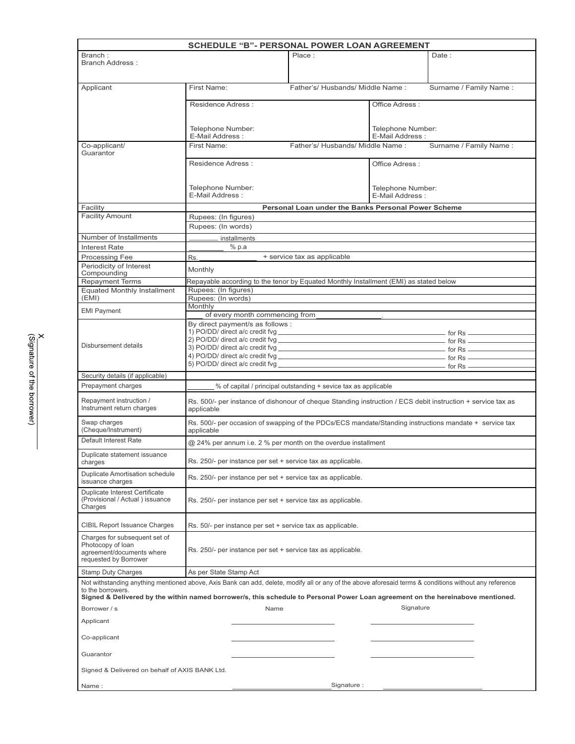## SCHEDULE "B"- PERSONAL POWER LOAN AGREEMENT

| Branch : Branch Address : | | Place : | Date : |
|---|---|---|---|
| Applicant | First Name: | Father's/ Husbands/ Middle Name : | Surname / Family Name : |
| | Residence Adress : Telephone Number: E-Mail Address : | | Office Adress : Telephone Number: E-Mail Address : |
| Co-applicant/ Guarantor | First Name: | Father's/ Husbands/ Middle Name : | Surname / Family Name : |
| | Residence Adress : Telephone Number: E-Mail Address : | | Office Adress : Telephone Number: E-Mail Address : |
| Facility | **Personal Loan under the Banks Personal Power Scheme** | | |
| Facility Amount | Rupees: (In figures) | | |
| | Rupees: (In words) | | |
| Number of Installments | ________ installments | | |
| Interest Rate | ________ % p.a | | |
| Processing Fee | Rs. ______________ + service tax as applicable | | |
| Periodicity of Interest Compounding | Monthly | | |
| Repayment Terms | Repayable according to the tenor by Equated Monthly Installment (EMI) as stated below | | |
| Equated Monthly Installment (EMI) | Rupees: (In figures) | | |
| | Rupees: (In words) | | |
| EMI Payment | Monthly | | |
| | ____ of every month commencing from ______________ | | |
| Disbursement details | By direct payment/s as follows :<br>1) PO/DD/ direct a/c credit fvg ______________ for Rs ________<br>2) PO/DD/ direct a/c credit fvg ______________ for Rs ________<br>3) PO/DD/ direct a/c credit fvg ______________ for Rs ________<br>4) PO/DD/ direct a/c credit fvg ______________ for Rs ________<br>5) PO/DD/ direct a/c credit fvg ______________ for Rs ________ | | |
| Security details (if applicable) | | | |
| Prepayment charges | ______ % of capital / principal outstanding + sevice tax as applicable | | |
| Repayment instruction / Instrument return charges | Rs. 500/- per instance of dishonour of cheque Standing instruction / ECS debit instruction + service tax as applicable | | |
| Swap charges (Cheque/Instrument) | Rs. 500/- per occasion of swapping of the PDCs/ECS mandate/Standing instructions mandate + service tax applicable | | |
| Default Interest Rate | @ 24% per annum i.e. 2 % per month on the overdue installment | | |
| Duplicate statement issuance charges | Rs. 250/- per instance per set + service tax as applicable. | | |
| Duplicate Amortisation schedule issuance charges | Rs. 250/- per instance per set + service tax as applicable. | | |
| Duplicate Interest Certificate (Provisional / Actual ) issuance Charges | Rs. 250/- per instance per set + service tax as applicable. | | |
| CIBIL Report Issuance Charges | Rs. 50/- per instance per set + service tax as applicable. | | |
| Charges for subsequent set of Photocopy of loan agreement/documents where requested by Borrower | Rs. 250/- per instance per set + service tax as applicable. | | |
| Stamp Duty Charges | As per State Stamp Act | | |

Not withstanding anything mentioned above, Axis Bank can add, delete, modify all or any of the above aforesaid terms & conditions without any reference to the borrowers.

**Signed & Delivered by the within named borrower/s, this schedule to Personal Power Loan agreement on the hereinabove mentioned.**

| Borrower / s | Name | Signature |
|---|---|---|
| Applicant | ______________ | ______________ |
| Co-applicant | ______________ | ______________ |
| Guarantor | ______________ | ______________ |

Signed & Delivered on behalf of AXIS BANK Ltd.

Name : ______________ Signature : ______________

X ______________
(Signature of the borrower)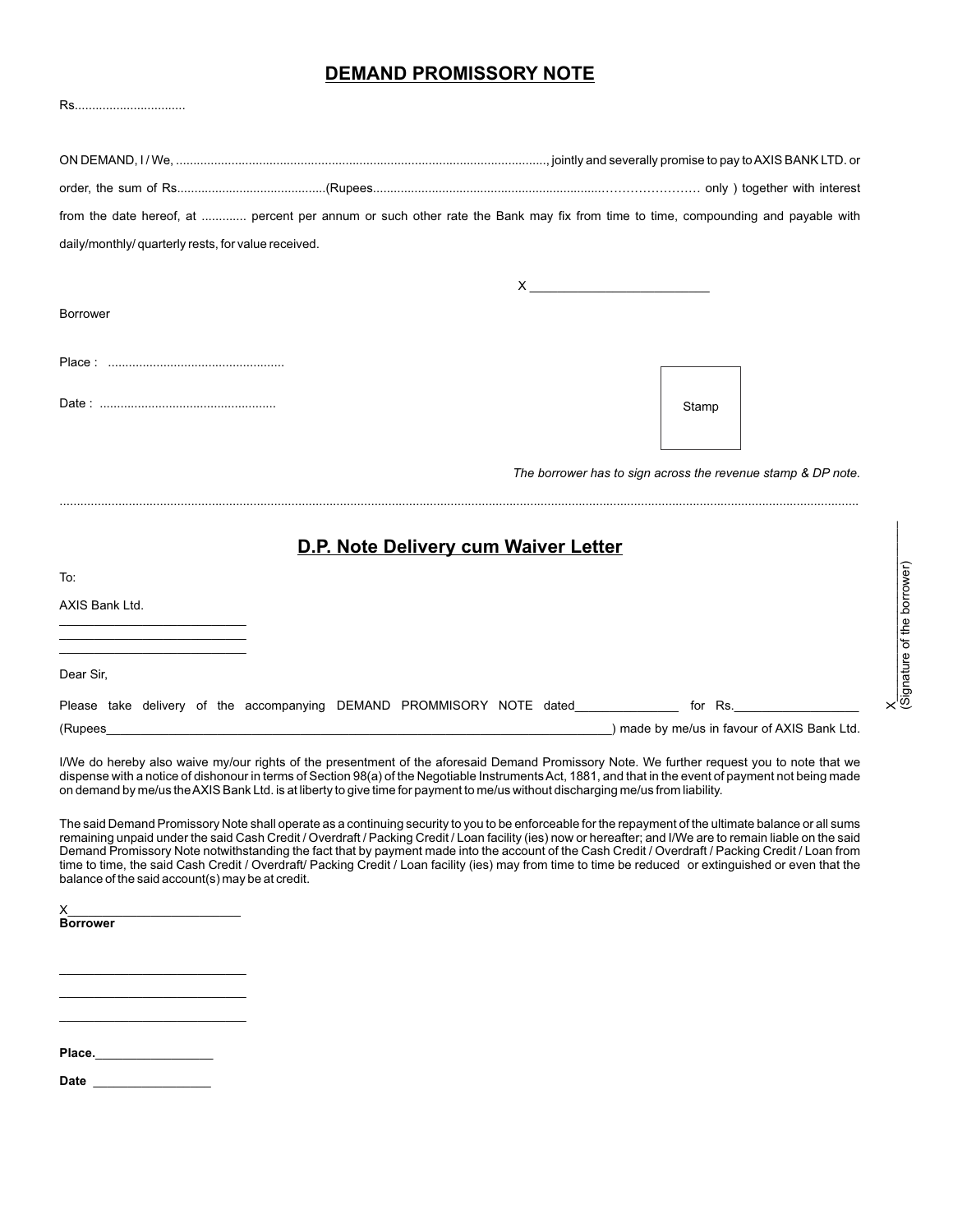# DEMAND PROMISSORY NOTE

Rs................................

ON DEMAND, I / We, ..........................................................................................................., jointly and severally promise to pay to AXIS BANK LTD. or order, the sum of Rs...........................................(Rupees...................................................................………………… only ) together with interest from the date hereof, at ............. percent per annum or such other rate the Bank may fix from time to time, compounding and payable with daily/monthly/ quarterly rests, for value received.

X _________________________

Borrower

Place : ...................................................

Date : ...................................................

Stamp

*The borrower has to sign across the revenue stamp & DP note.*

X_______________ (Signature of the borrower)

..................................................................................................................................................................................................................

## D.P. Note Delivery cum Waiver Letter

To:

AXIS Bank Ltd.

___________________________

___________________________

___________________________

Dear Sir,

Please take delivery of the accompanying DEMAND PROMMISORY NOTE dated_______________ for Rs.__________________ (Rupees___________________________________________________________________________) made by me/us in favour of AXIS Bank Ltd.

I/We do hereby also waive my/our rights of the presentment of the aforesaid Demand Promissory Note. We further request you to note that we dispense with a notice of dishonour in terms of Section 98(a) of the Negotiable Instruments Act, 1881, and that in the event of payment not being made on demand by me/us the AXIS Bank Ltd. is at liberty to give time for payment to me/us without discharging me/us from liability.

The said Demand Promissory Note shall operate as a continuing security to you to be enforceable for the repayment of the ultimate balance or all sums remaining unpaid under the said Cash Credit / Overdraft / Packing Credit / Loan facility (ies) now or hereafter; and I/We are to remain liable on the said Demand Promissory Note notwithstanding the fact that by payment made into the account of the Cash Credit / Overdraft / Packing Credit / Loan from time to time, the said Cash Credit / Overdraft/ Packing Credit / Loan facility (ies) may from time to time be reduced or extinguished or even that the balance of the said account(s) may be at credit.

X_________________________

**Borrower**

___________________________

___________________________

___________________________

**Place.**_________________

**Date** _________________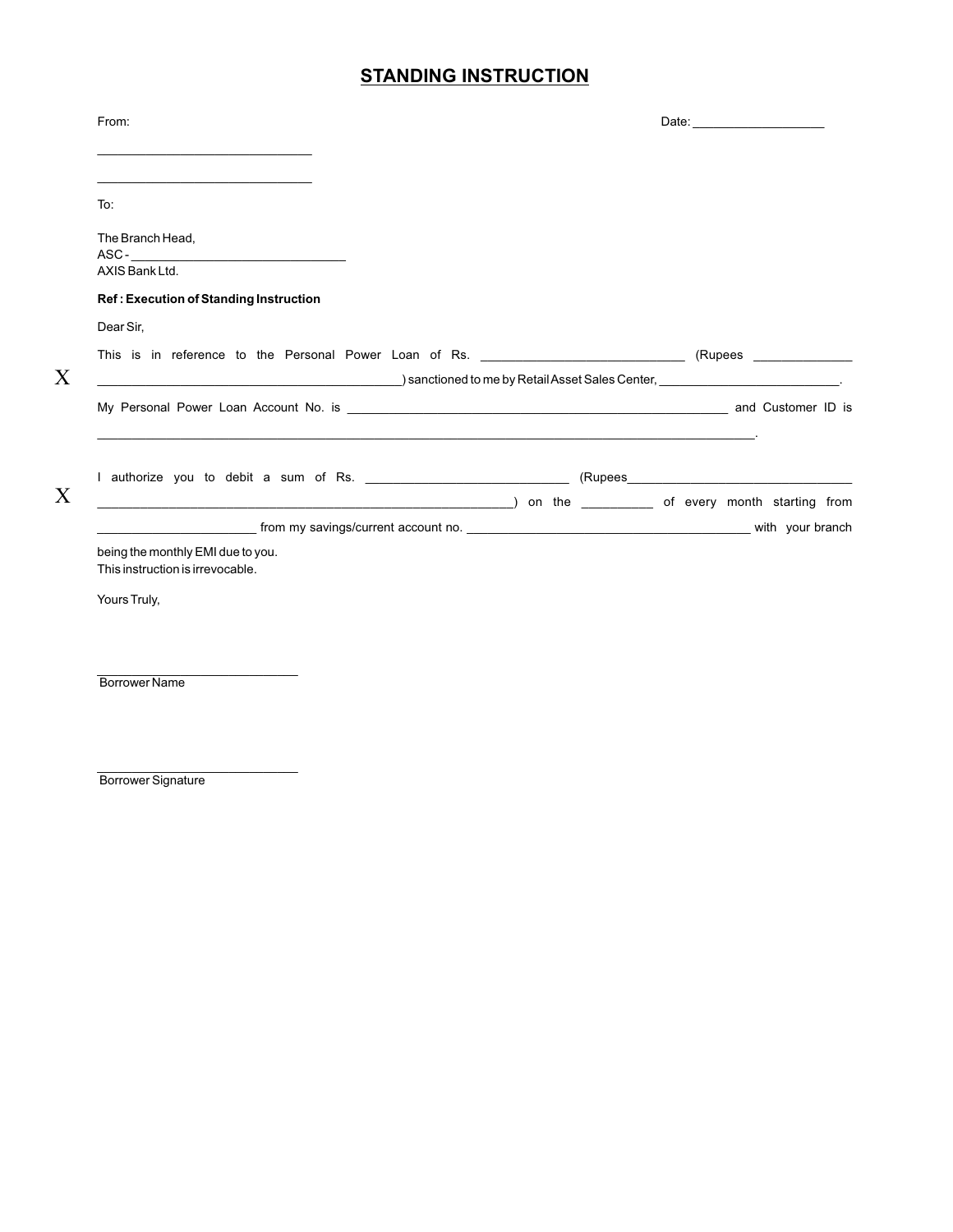# STANDING INSTRUCTION

From: Date: ___________________

______________________________

______________________________

To:

The Branch Head,
ASC - ______________________________
AXIS Bank Ltd.

**Ref : Execution of Standing Instruction**

Dear Sir,

This is in reference to the Personal Power Loan of Rs. ____________________________ (Rupees _____________

X ___________________________________________) sanctioned to me by Retail Asset Sales Center, _________________________.

My Personal Power Loan Account No. is _____________________________________________________ and Customer ID is

__________________________________________________________________________________________.

I authorize you to debit a sum of Rs. ____________________________ (Rupees______________________________

X __________________________________________________________) on the __________ of every month starting from

______________________ from my savings/current account no. ________________________________________ with your branch

being the monthly EMI due to you.
This instruction is irrevocable.

Yours Truly,

____________________________
Borrower Name

____________________________
Borrower Signature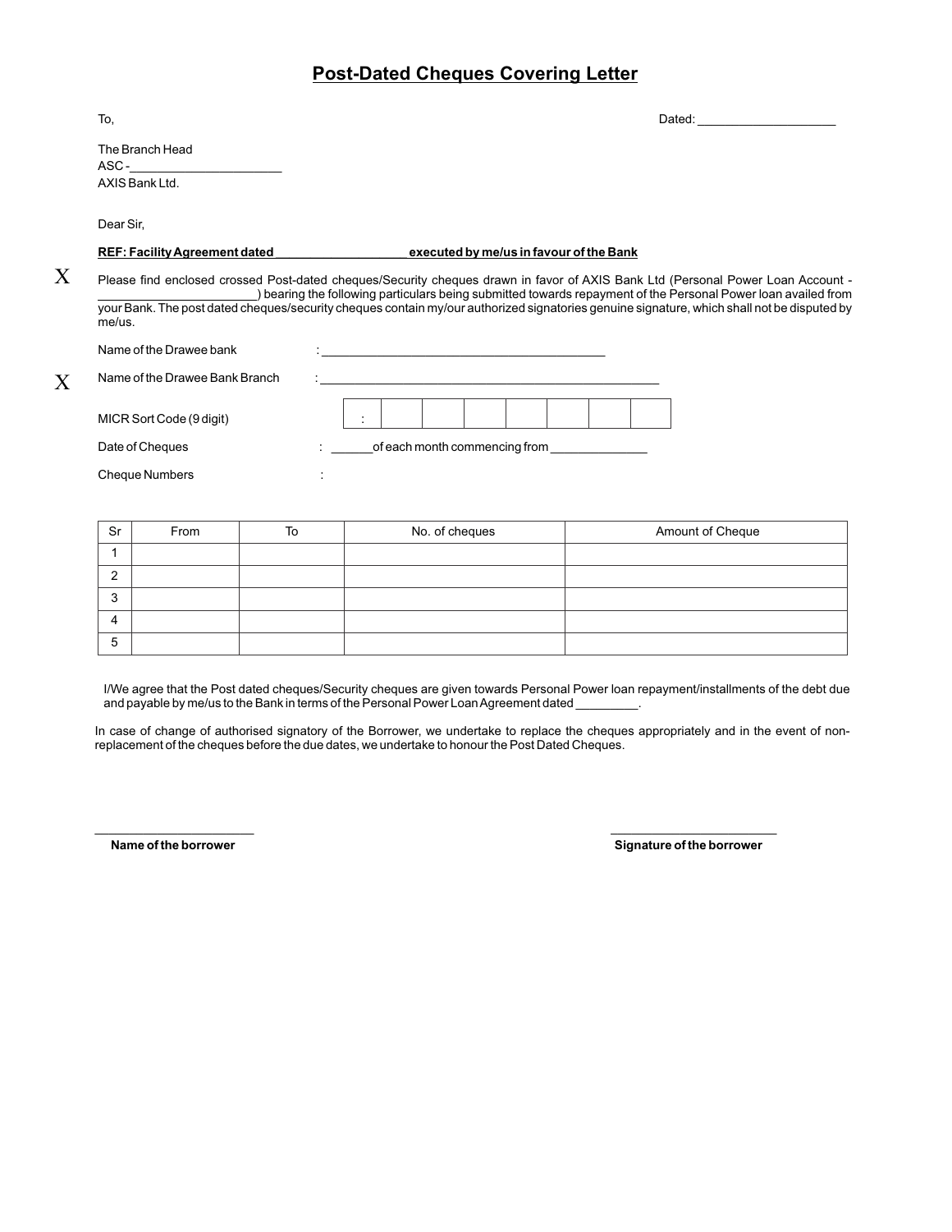# Post-Dated Cheques Covering Letter

To,

Dated: ____________________

The Branch Head
ASC -______________________
AXIS Bank Ltd.

Dear Sir,

**REF: Facility Agreement dated ____________________ executed by me/us in favour of the Bank**

X

Please find enclosed crossed Post-dated cheques/Security cheques drawn in favor of AXIS Bank Ltd (Personal Power Loan Account - ______________________) bearing the following particulars being submitted towards repayment of the Personal Power loan availed from your Bank. The post dated cheques/security cheques contain my/our authorized signatories genuine signature, which shall not be disputed by me/us.

Name of the Drawee bank : ________________________________________

X

Name of the Drawee Bank Branch : ________________________________________

MICR Sort Code (9 digit) : | | | | | | | | |

Date of Cheques : ______of each month commencing from ______________

Cheque Numbers :

| Sr | From | To | No. of cheques | Amount of Cheque |
|---|---|---|---|---|
| 1 | | | | |
| 2 | | | | |
| 3 | | | | |
| 4 | | | | |
| 5 | | | | |

I/We agree that the Post dated cheques/Security cheques are given towards Personal Power loan repayment/installments of the debt due and payable by me/us to the Bank in terms of the Personal Power Loan Agreement dated _________.

In case of change of authorised signatory of the Borrower, we undertake to replace the cheques appropriately and in the event of non-replacement of the cheques before the due dates, we undertake to honour the Post Dated Cheques.

________________________
**Name of the borrower**

________________________
**Signature of the borrower**